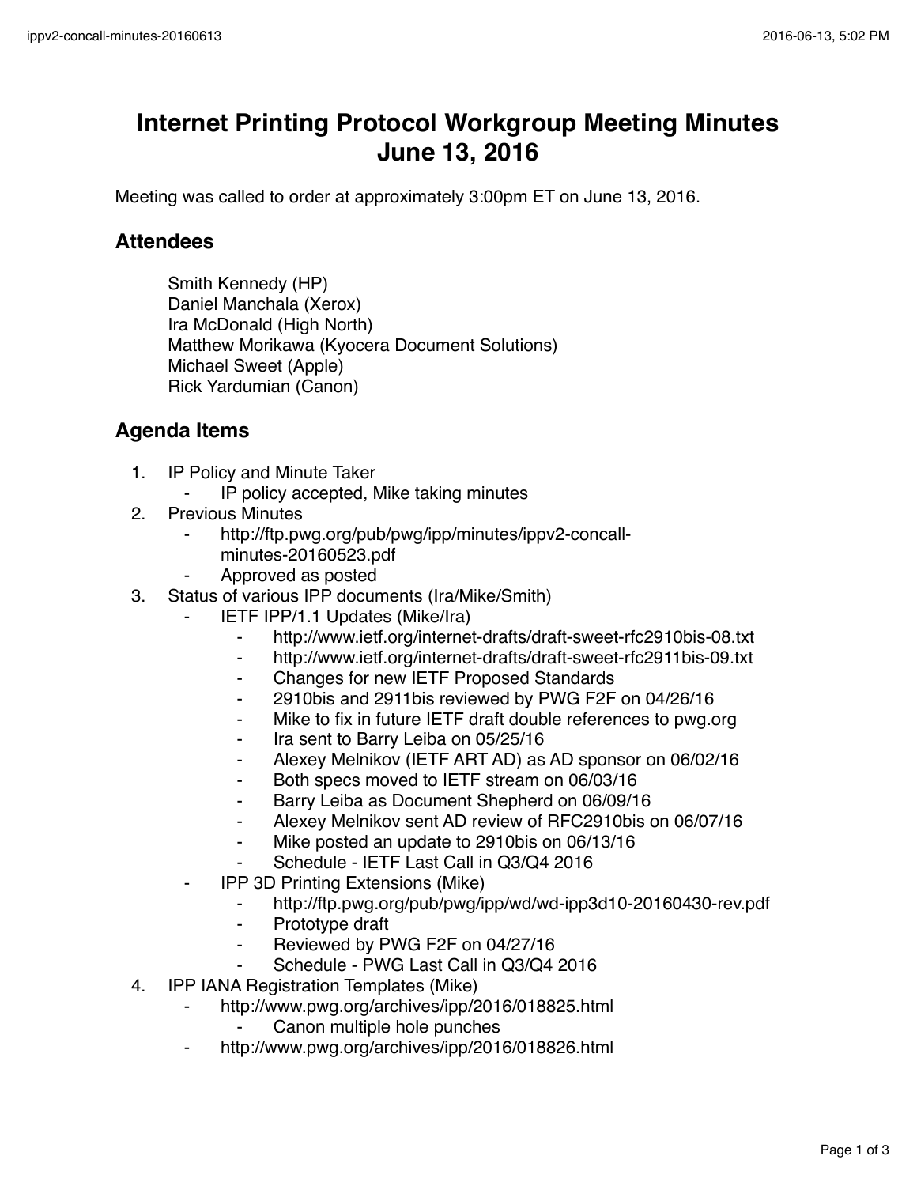# Internet Printing Protocol Workgroup Meeting Minutes
# June 13, 2016

Meeting was called to order at approximately 3:00pm ET on June 13, 2016.

## Attendees

Smith Kennedy (HP)
Daniel Manchala (Xerox)
Ira McDonald (High North)
Matthew Morikawa (Kyocera Document Solutions)
Michael Sweet (Apple)
Rick Yardumian (Canon)

## Agenda Items

1. IP Policy and Minute Taker
   - IP policy accepted, Mike taking minutes
2. Previous Minutes
   - http://ftp.pwg.org/pub/pwg/ipp/minutes/ippv2-concall-minutes-20160523.pdf
   - Approved as posted
3. Status of various IPP documents (Ira/Mike/Smith)
   - IETF IPP/1.1 Updates (Mike/Ira)
     - http://www.ietf.org/internet-drafts/draft-sweet-rfc2910bis-08.txt
     - http://www.ietf.org/internet-drafts/draft-sweet-rfc2911bis-09.txt
     - Changes for new IETF Proposed Standards
     - 2910bis and 2911bis reviewed by PWG F2F on 04/26/16
     - Mike to fix in future IETF draft double references to pwg.org
     - Ira sent to Barry Leiba on 05/25/16
     - Alexey Melnikov (IETF ART AD) as AD sponsor on 06/02/16
     - Both specs moved to IETF stream on 06/03/16
     - Barry Leiba as Document Shepherd on 06/09/16
     - Alexey Melnikov sent AD review of RFC2910bis on 06/07/16
     - Mike posted an update to 2910bis on 06/13/16
     - Schedule - IETF Last Call in Q3/Q4 2016
   - IPP 3D Printing Extensions (Mike)
     - http://ftp.pwg.org/pub/pwg/ipp/wd/wd-ipp3d10-20160430-rev.pdf
     - Prototype draft
     - Reviewed by PWG F2F on 04/27/16
     - Schedule - PWG Last Call in Q3/Q4 2016
4. IPP IANA Registration Templates (Mike)
   - http://www.pwg.org/archives/ipp/2016/018825.html
     - Canon multiple hole punches
   - http://www.pwg.org/archives/ipp/2016/018826.html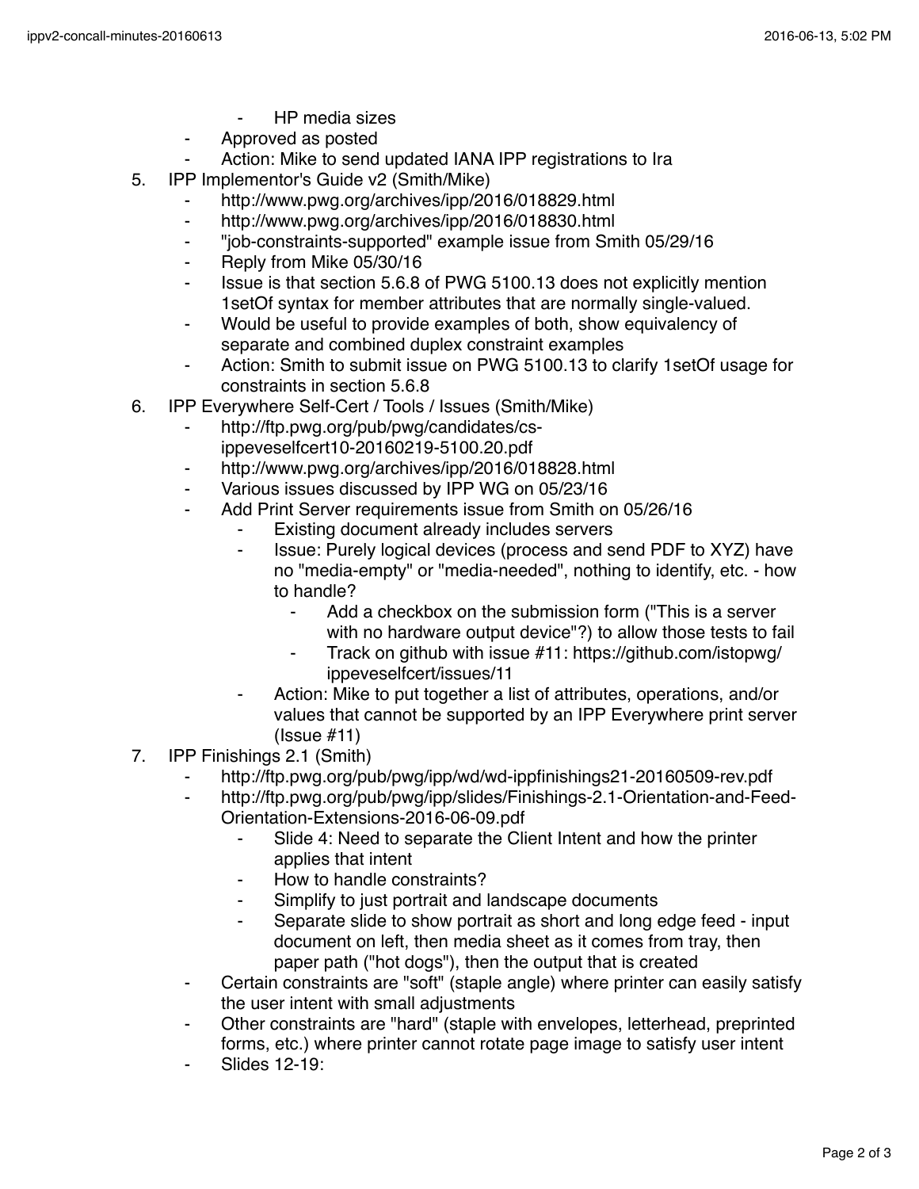- HP media sizes
    - Approved as posted
    - Action: Mike to send updated IANA IPP registrations to Ira
5. IPP Implementor's Guide v2 (Smith/Mike)
    - http://www.pwg.org/archives/ipp/2016/018829.html
    - http://www.pwg.org/archives/ipp/2016/018830.html
    - "job-constraints-supported" example issue from Smith 05/29/16
    - Reply from Mike 05/30/16
    - Issue is that section 5.6.8 of PWG 5100.13 does not explicitly mention 1setOf syntax for member attributes that are normally single-valued.
    - Would be useful to provide examples of both, show equivalency of separate and combined duplex constraint examples
    - Action: Smith to submit issue on PWG 5100.13 to clarify 1setOf usage for constraints in section 5.6.8
6. IPP Everywhere Self-Cert / Tools / Issues (Smith/Mike)
    - http://ftp.pwg.org/pub/pwg/candidates/cs-ippeveselfcert10-20160219-5100.20.pdf
    - http://www.pwg.org/archives/ipp/2016/018828.html
    - Various issues discussed by IPP WG on 05/23/16
    - Add Print Server requirements issue from Smith on 05/26/16
        - Existing document already includes servers
        - Issue: Purely logical devices (process and send PDF to XYZ) have no "media-empty" or "media-needed", nothing to identify, etc. - how to handle?
            - Add a checkbox on the submission form ("This is a server with no hardware output device"?) to allow those tests to fail
            - Track on github with issue #11: https://github.com/istopwg/ippeveselfcert/issues/11
        - Action: Mike to put together a list of attributes, operations, and/or values that cannot be supported by an IPP Everywhere print server (Issue #11)
7. IPP Finishings 2.1 (Smith)
    - http://ftp.pwg.org/pub/pwg/ipp/wd/wd-ippfinishings21-20160509-rev.pdf
    - http://ftp.pwg.org/pub/pwg/ipp/slides/Finishings-2.1-Orientation-and-Feed-Orientation-Extensions-2016-06-09.pdf
        - Slide 4: Need to separate the Client Intent and how the printer applies that intent
        - How to handle constraints?
        - Simplify to just portrait and landscape documents
        - Separate slide to show portrait as short and long edge feed - input document on left, then media sheet as it comes from tray, then paper path ("hot dogs"), then the output that is created
    - Certain constraints are "soft" (staple angle) where printer can easily satisfy the user intent with small adjustments
    - Other constraints are "hard" (staple with envelopes, letterhead, preprinted forms, etc.) where printer cannot rotate page image to satisfy user intent
    - Slides 12-19: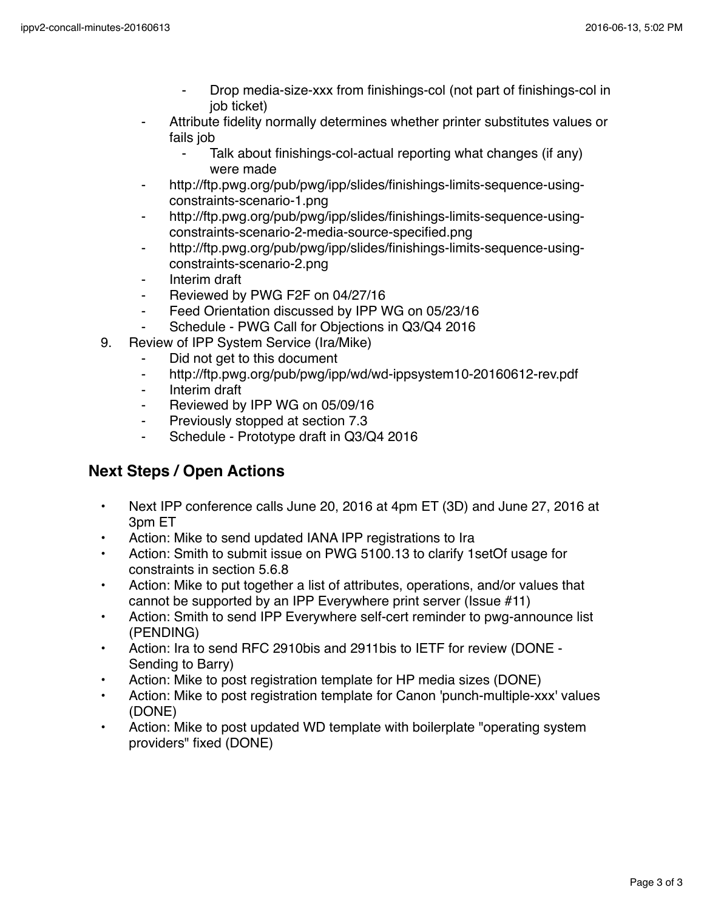- Drop media-size-xxx from finishings-col (not part of finishings-col in job ticket)
    - Attribute fidelity normally determines whether printer substitutes values or fails job
        - Talk about finishings-col-actual reporting what changes (if any) were made
    - http://ftp.pwg.org/pub/pwg/ipp/slides/finishings-limits-sequence-using-constraints-scenario-1.png
    - http://ftp.pwg.org/pub/pwg/ipp/slides/finishings-limits-sequence-using-constraints-scenario-2-media-source-specified.png
    - http://ftp.pwg.org/pub/pwg/ipp/slides/finishings-limits-sequence-using-constraints-scenario-2.png
    - Interim draft
    - Reviewed by PWG F2F on 04/27/16
    - Feed Orientation discussed by IPP WG on 05/23/16
    - Schedule - PWG Call for Objections in Q3/Q4 2016

9. Review of IPP System Service (Ira/Mike)
    - Did not get to this document
    - http://ftp.pwg.org/pub/pwg/ipp/wd/wd-ippsystem10-20160612-rev.pdf
    - Interim draft
    - Reviewed by IPP WG on 05/09/16
    - Previously stopped at section 7.3
    - Schedule - Prototype draft in Q3/Q4 2016

## Next Steps / Open Actions

- Next IPP conference calls June 20, 2016 at 4pm ET (3D) and June 27, 2016 at 3pm ET
- Action: Mike to send updated IANA IPP registrations to Ira
- Action: Smith to submit issue on PWG 5100.13 to clarify 1setOf usage for constraints in section 5.6.8
- Action: Mike to put together a list of attributes, operations, and/or values that cannot be supported by an IPP Everywhere print server (Issue #11)
- Action: Smith to send IPP Everywhere self-cert reminder to pwg-announce list (PENDING)
- Action: Ira to send RFC 2910bis and 2911bis to IETF for review (DONE - Sending to Barry)
- Action: Mike to post registration template for HP media sizes (DONE)
- Action: Mike to post registration template for Canon 'punch-multiple-xxx' values (DONE)
- Action: Mike to post updated WD template with boilerplate "operating system providers" fixed (DONE)